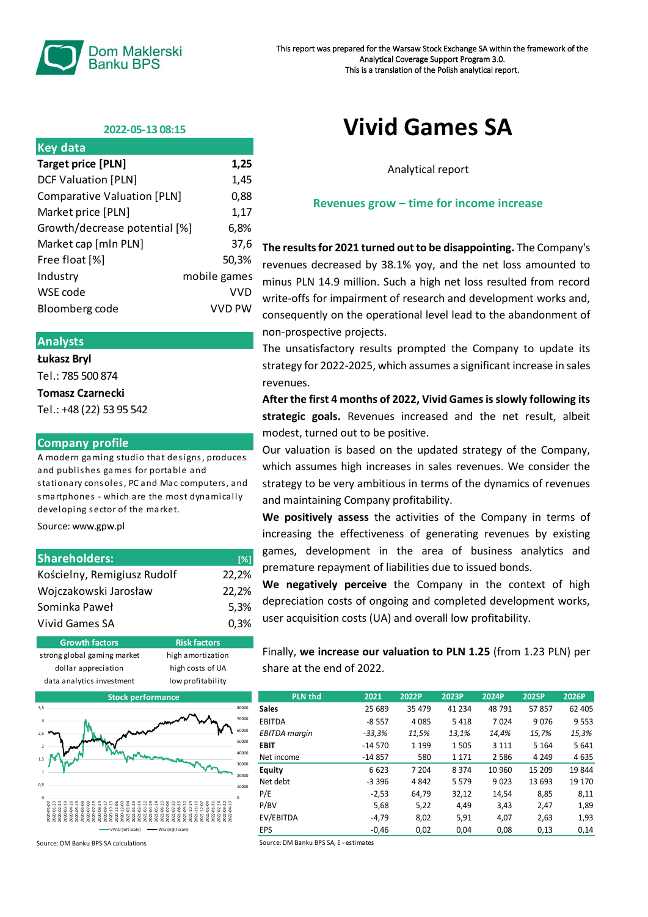Dom Maklerski Banku BPS

This report was prepared for the Warsaw Stock Exchange SA within the framework of the Analytical Coverage Support Program 3.0.
This is a translation of the Polish analytical report.

**2022-05-13 08:15**

# Vivid Games SA

Analytical report

## Revenues grow – time for income increase

| Key data | |
|---|---|
| **Target price [PLN]** | **1,25** |
| DCF Valuation [PLN] | 1,45 |
| Comparative Valuation [PLN] | 0,88 |
| Market price [PLN] | 1,17 |
| Growth/decrease potential [%] | 6,8% |
| Market cap [mln PLN] | 37,6 |
| Free float [%] | 50,3% |
| Industry | mobile games |
| WSE code | VVD |
| Bloomberg code | VVD PW |

### Analysts

**Łukasz Bryl**
Tel.: 785 500 874

**Tomasz Czarnecki**
Tel.: +48 (22) 53 95 542

### Company profile

A modern gaming studio that designs, produces and publishes games for portable and stationary consoles, PC and Mac computers, and smartphones - which are the most dynamically developing sector of the market.

Source: www.gpw.pl

| Shareholders: | [%] |
|---|---|
| Kościelny, Remigiusz Rudolf | 22,2% |
| Wojczakowski Jarosław | 22,2% |
| Sominka Paweł | 5,3% |
| Vivid Games SA | 0,3% |

| Growth factors | Risk factors |
|---|---|
| strong global gaming market | high amortization |
| dollar appreciation | high costs of UA |
| data analytics investment | low profitability |

Stock performance

Source: DM Banku BPS SA calculations

**The results for 2021 turned out to be disappointing.** The Company's revenues decreased by 38.1% yoy, and the net loss amounted to minus PLN 14.9 million. Such a high net loss resulted from record write-offs for impairment of research and development works and, consequently on the operational level lead to the abandonment of non-prospective projects.

The unsatisfactory results prompted the Company to update its strategy for 2022-2025, which assumes a significant increase in sales revenues.

**After the first 4 months of 2022, Vivid Games is slowly following its strategic goals.** Revenues increased and the net result, albeit modest, turned out to be positive.

Our valuation is based on the updated strategy of the Company, which assumes high increases in sales revenues. We consider the strategy to be very ambitious in terms of the dynamics of revenues and maintaining Company profitability.

**We positively assess** the activities of the Company in terms of increasing the effectiveness of generating revenues by existing games, development in the area of business analytics and premature repayment of liabilities due to issued bonds.

**We negatively perceive** the Company in the context of high depreciation costs of ongoing and completed development works, user acquisition costs (UA) and overall low profitability.

Finally, **we increase our valuation to PLN 1.25** (from 1.23 PLN) per share at the end of 2022.

| PLN thd | 2021 | 2022P | 2023P | 2024P | 2025P | 2026P |
|---|---|---|---|---|---|---|
| **Sales** | 25 689 | 35 479 | 41 234 | 48 791 | 57 857 | 62 405 |
| EBITDA | -8 557 | 4 085 | 5 418 | 7 024 | 9 076 | 9 553 |
| *EBITDA margin* | *-33,3%* | *11,5%* | *13,1%* | *14,4%* | *15,7%* | *15,3%* |
| **EBIT** | -14 570 | 1 199 | 1 505 | 3 111 | 5 164 | 5 641 |
| Net income | -14 857 | 580 | 1 171 | 2 586 | 4 249 | 4 635 |
| **Equity** | 6 623 | 7 204 | 8 374 | 10 960 | 15 209 | 19 844 |
| Net debt | -3 396 | 4 842 | 5 579 | 9 023 | 13 693 | 19 170 |
| P/E | -2,53 | 64,79 | 32,12 | 14,54 | 8,85 | 8,11 |
| P/BV | 5,68 | 5,22 | 4,49 | 3,43 | 2,47 | 1,89 |
| EV/EBITDA | -4,79 | 8,02 | 5,91 | 4,07 | 2,63 | 1,93 |
| EPS | -0,46 | 0,02 | 0,04 | 0,08 | 0,13 | 0,14 |

Source: DM Banku BPS SA, E - estimates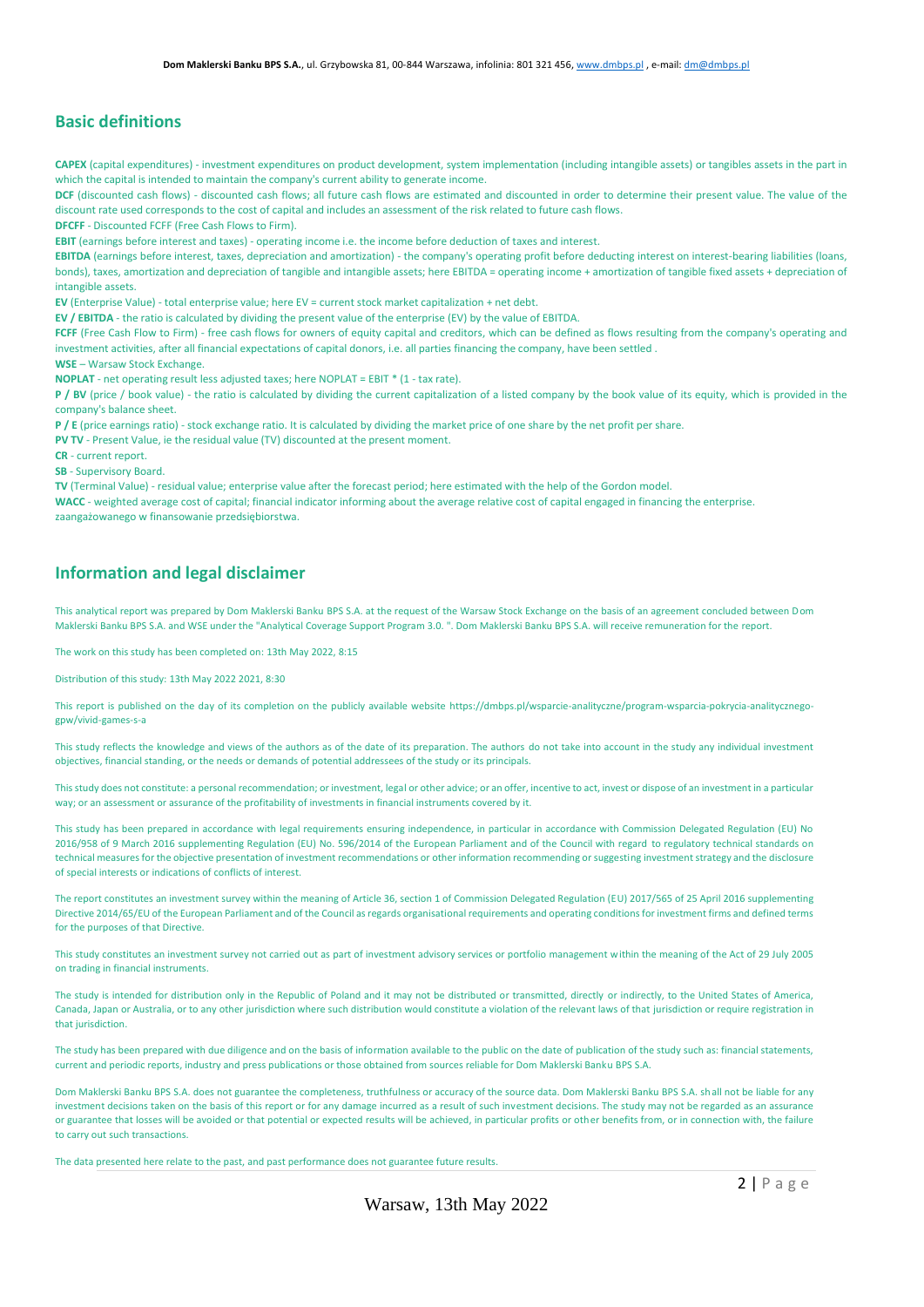## Basic definitions

**CAPEX** (capital expenditures) - investment expenditures on product development, system implementation (including intangible assets) or tangibles assets in the part in which the capital is intended to maintain the company's current ability to generate income.

**DCF** (discounted cash flows) - discounted cash flows; all future cash flows are estimated and discounted in order to determine their present value. The value of the discount rate used corresponds to the cost of capital and includes an assessment of the risk related to future cash flows.

**DFCFF** - Discounted FCFF (Free Cash Flows to Firm).

**EBIT** (earnings before interest and taxes) - operating income i.e. the income before deduction of taxes and interest.

**EBITDA** (earnings before interest, taxes, depreciation and amortization) - the company's operating profit before deducting interest on interest-bearing liabilities (loans, bonds), taxes, amortization and depreciation of tangible and intangible assets; here EBITDA = operating income + amortization of tangible fixed assets + depreciation of intangible assets.

**EV** (Enterprise Value) - total enterprise value; here EV = current stock market capitalization + net debt.

**EV / EBITDA** - the ratio is calculated by dividing the present value of the enterprise (EV) by the value of EBITDA.

**FCFF** (Free Cash Flow to Firm) - free cash flows for owners of equity capital and creditors, which can be defined as flows resulting from the company's operating and investment activities, after all financial expectations of capital donors, i.e. all parties financing the company, have been settled .

**WSE** – Warsaw Stock Exchange.

**NOPLAT** - net operating result less adjusted taxes; here NOPLAT = EBIT * (1 - tax rate).

**P / BV** (price / book value) - the ratio is calculated by dividing the current capitalization of a listed company by the book value of its equity, which is provided in the company's balance sheet.

**P / E** (price earnings ratio) - stock exchange ratio. It is calculated by dividing the market price of one share by the net profit per share.

**PV TV** - Present Value, ie the residual value (TV) discounted at the present moment.

**CR** - current report.

**SB** - Supervisory Board.

**TV** (Terminal Value) - residual value; enterprise value after the forecast period; here estimated with the help of the Gordon model.

**WACC** - weighted average cost of capital; financial indicator informing about the average relative cost of capital engaged in financing the enterprise.
zaangażowanego w finansowanie przedsiębiorstwa.

## Information and legal disclaimer

This analytical report was prepared by Dom Maklerski Banku BPS S.A. at the request of the Warsaw Stock Exchange on the basis of an agreement concluded between Dom Maklerski Banku BPS S.A. and WSE under the "Analytical Coverage Support Program 3.0. ". Dom Maklerski Banku BPS S.A. will receive remuneration for the report.

The work on this study has been completed on: 13th May 2022, 8:15

Distribution of this study: 13th May 2022 2021, 8:30

This report is published on the day of its completion on the publicly available website https://dmbps.pl/wsparcie-analityczne/program-wsparcia-pokrycia-analitycznego-gpw/vivid-games-s-a

This study reflects the knowledge and views of the authors as of the date of its preparation. The authors do not take into account in the study any individual investment objectives, financial standing, or the needs or demands of potential addressees of the study or its principals.

This study does not constitute: a personal recommendation; or investment, legal or other advice; or an offer, incentive to act, invest or dispose of an investment in a particular way; or an assessment or assurance of the profitability of investments in financial instruments covered by it.

This study has been prepared in accordance with legal requirements ensuring independence, in particular in accordance with Commission Delegated Regulation (EU) No 2016/958 of 9 March 2016 supplementing Regulation (EU) No. 596/2014 of the European Parliament and of the Council with regard to regulatory technical standards on technical measures for the objective presentation of investment recommendations or other information recommending or suggesting investment strategy and the disclosure of special interests or indications of conflicts of interest.

The report constitutes an investment survey within the meaning of Article 36, section 1 of Commission Delegated Regulation (EU) 2017/565 of 25 April 2016 supplementing Directive 2014/65/EU of the European Parliament and of the Council as regards organisational requirements and operating conditions for investment firms and defined terms for the purposes of that Directive.

This study constitutes an investment survey not carried out as part of investment advisory services or portfolio management within the meaning of the Act of 29 July 2005 on trading in financial instruments.

The study is intended for distribution only in the Republic of Poland and it may not be distributed or transmitted, directly or indirectly, to the United States of America, Canada, Japan or Australia, or to any other jurisdiction where such distribution would constitute a violation of the relevant laws of that jurisdiction or require registration in that jurisdiction.

The study has been prepared with due diligence and on the basis of information available to the public on the date of publication of the study such as: financial statements, current and periodic reports, industry and press publications or those obtained from sources reliable for Dom Maklerski Banku BPS S.A.

Dom Maklerski Banku BPS S.A. does not guarantee the completeness, truthfulness or accuracy of the source data. Dom Maklerski Banku BPS S.A. shall not be liable for any investment decisions taken on the basis of this report or for any damage incurred as a result of such investment decisions. The study may not be regarded as an assurance or guarantee that losses will be avoided or that potential or expected results will be achieved, in particular profits or other benefits from, or in connection with, the failure to carry out such transactions.

The data presented here relate to the past, and past performance does not guarantee future results.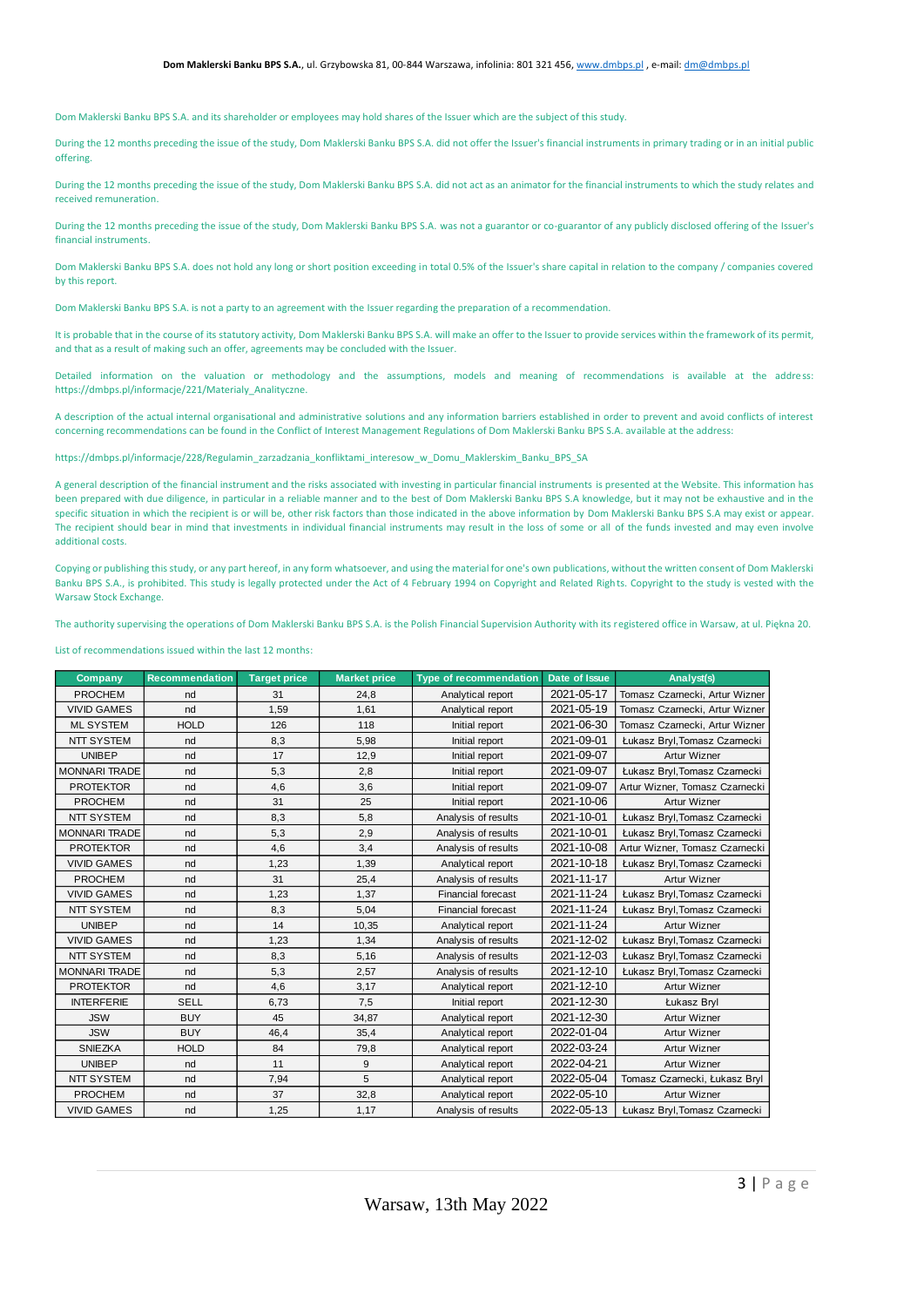**Dom Maklerski Banku BPS S.A.**, ul. Grzybowska 81, 00-844 Warszawa, infolinia: 801 321 456, www.dmbps.pl , e-mail: dm@dmbps.pl

Dom Maklerski Banku BPS S.A. and its shareholder or employees may hold shares of the Issuer which are the subject of this study.

During the 12 months preceding the issue of the study, Dom Maklerski Banku BPS S.A. did not offer the Issuer's financial instruments in primary trading or in an initial public offering.

During the 12 months preceding the issue of the study, Dom Maklerski Banku BPS S.A. did not act as an animator for the financial instruments to which the study relates and received remuneration.

During the 12 months preceding the issue of the study, Dom Maklerski Banku BPS S.A. was not a guarantor or co-guarantor of any publicly disclosed offering of the Issuer's financial instruments.

Dom Maklerski Banku BPS S.A. does not hold any long or short position exceeding in total 0.5% of the Issuer's share capital in relation to the company / companies covered by this report.

Dom Maklerski Banku BPS S.A. is not a party to an agreement with the Issuer regarding the preparation of a recommendation.

It is probable that in the course of its statutory activity, Dom Maklerski Banku BPS S.A. will make an offer to the Issuer to provide services within the framework of its permit, and that as a result of making such an offer, agreements may be concluded with the Issuer.

Detailed information on the valuation or methodology and the assumptions, models and meaning of recommendations is available at the address: https://dmbps.pl/informacje/221/Materialy_Analityczne.

A description of the actual internal organisational and administrative solutions and any information barriers established in order to prevent and avoid conflicts of interest concerning recommendations can be found in the Conflict of Interest Management Regulations of Dom Maklerski Banku BPS S.A. available at the address:

https://dmbps.pl/informacje/228/Regulamin_zarzadzania_konfliktami_interesow_w_Domu_Maklerskim_Banku_BPS_SA

A general description of the financial instrument and the risks associated with investing in particular financial instruments is presented at the Website. This information has been prepared with due diligence, in particular in a reliable manner and to the best of Dom Maklerski Banku BPS S.A knowledge, but it may not be exhaustive and in the specific situation in which the recipient is or will be, other risk factors than those indicated in the above information by Dom Maklerski Banku BPS S.A may exist or appear. The recipient should bear in mind that investments in individual financial instruments may result in the loss of some or all of the funds invested and may even involve additional costs.

Copying or publishing this study, or any part hereof, in any form whatsoever, and using the material for one's own publications, without the written consent of Dom Maklerski Banku BPS S.A., is prohibited. This study is legally protected under the Act of 4 February 1994 on Copyright and Related Rights. Copyright to the study is vested with the Warsaw Stock Exchange.

The authority supervising the operations of Dom Maklerski Banku BPS S.A. is the Polish Financial Supervision Authority with its registered office in Warsaw, at ul. Piękna 20.

List of recommendations issued within the last 12 months:

| Company | Recommendation | Target price | Market price | Type of recommendation | Date of Issue | Analyst(s) |
|---|---|---|---|---|---|---|
| PROCHEM | nd | 31 | 24,8 | Analytical report | 2021-05-17 | Tomasz Czarnecki, Artur Wizner |
| VIVID GAMES | nd | 1,59 | 1,61 | Analytical report | 2021-05-19 | Tomasz Czarnecki, Artur Wizner |
| ML SYSTEM | HOLD | 126 | 118 | Initial report | 2021-06-30 | Tomasz Czarnecki, Artur Wizner |
| NTT SYSTEM | nd | 8,3 | 5,98 | Initial report | 2021-09-01 | Łukasz Bryl,Tomasz Czarnecki |
| UNIBEP | nd | 17 | 12,9 | Initial report | 2021-09-07 | Artur Wizner |
| MONNARI TRADE | nd | 5,3 | 2,8 | Initial report | 2021-09-07 | Łukasz Bryl,Tomasz Czarnecki |
| PROTEKTOR | nd | 4,6 | 3,6 | Initial report | 2021-09-07 | Artur Wizner, Tomasz Czarnecki |
| PROCHEM | nd | 31 | 25 | Initial report | 2021-10-06 | Artur Wizner |
| NTT SYSTEM | nd | 8,3 | 5,8 | Analysis of results | 2021-10-01 | Łukasz Bryl,Tomasz Czarnecki |
| MONNARI TRADE | nd | 5,3 | 2,9 | Analysis of results | 2021-10-01 | Łukasz Bryl,Tomasz Czarnecki |
| PROTEKTOR | nd | 4,6 | 3,4 | Analysis of results | 2021-10-08 | Artur Wizner, Tomasz Czarnecki |
| VIVID GAMES | nd | 1,23 | 1,39 | Analytical report | 2021-10-18 | Łukasz Bryl,Tomasz Czarnecki |
| PROCHEM | nd | 31 | 25,4 | Analysis of results | 2021-11-17 | Artur Wizner |
| VIVID GAMES | nd | 1,23 | 1,37 | Financial forecast | 2021-11-24 | Łukasz Bryl,Tomasz Czarnecki |
| NTT SYSTEM | nd | 8,3 | 5,04 | Financial forecast | 2021-11-24 | Łukasz Bryl,Tomasz Czarnecki |
| UNIBEP | nd | 14 | 10,35 | Analytical report | 2021-11-24 | Artur Wizner |
| VIVID GAMES | nd | 1,23 | 1,34 | Analysis of results | 2021-12-02 | Łukasz Bryl,Tomasz Czarnecki |
| NTT SYSTEM | nd | 8,3 | 5,16 | Analysis of results | 2021-12-03 | Łukasz Bryl,Tomasz Czarnecki |
| MONNARI TRADE | nd | 5,3 | 2,57 | Analysis of results | 2021-12-10 | Łukasz Bryl,Tomasz Czarnecki |
| PROTEKTOR | nd | 4,6 | 3,17 | Analytical report | 2021-12-10 | Artur Wizner |
| INTERFERIE | SELL | 6,73 | 7,5 | Initial report | 2021-12-30 | Łukasz Bryl |
| JSW | BUY | 45 | 34,87 | Analytical report | 2021-12-30 | Artur Wizner |
| JSW | BUY | 46,4 | 35,4 | Analytical report | 2022-01-04 | Artur Wizner |
| SNIEZKA | HOLD | 84 | 79,8 | Analytical report | 2022-03-24 | Artur Wizner |
| UNIBEP | nd | 11 | 9 | Analytical report | 2022-04-21 | Artur Wizner |
| NTT SYSTEM | nd | 7,94 | 5 | Analytical report | 2022-05-04 | Tomasz Czarnecki, Łukasz Bryl |
| PROCHEM | nd | 37 | 32,8 | Analytical report | 2022-05-10 | Artur Wizner |
| VIVID GAMES | nd | 1,25 | 1,17 | Analysis of results | 2022-05-13 | Łukasz Bryl,Tomasz Czarnecki |

Warsaw, 13th May 2022